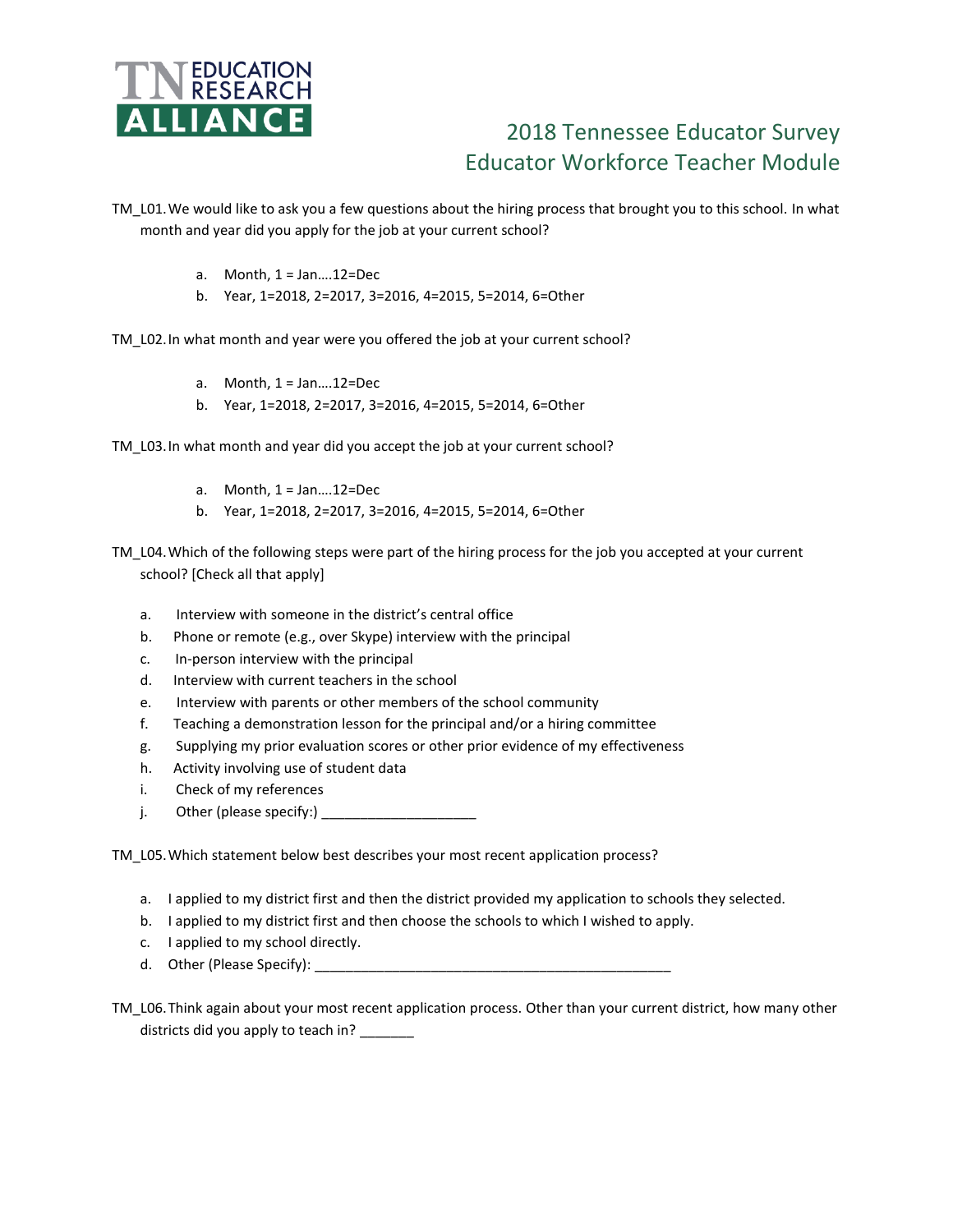# 2018 Tennessee Educator Survey
## Educator Workforce Teacher Module

TM_L01. We would like to ask you a few questions about the hiring process that brought you to this school. In what month and year did you apply for the job at your current school?

a. Month, 1 = Jan….12=Dec
b. Year, 1=2018, 2=2017, 3=2016, 4=2015, 5=2014, 6=Other

TM_L02. In what month and year were you offered the job at your current school?

a. Month, 1 = Jan….12=Dec
b. Year, 1=2018, 2=2017, 3=2016, 4=2015, 5=2014, 6=Other

TM_L03. In what month and year did you accept the job at your current school?

a. Month, 1 = Jan….12=Dec
b. Year, 1=2018, 2=2017, 3=2016, 4=2015, 5=2014, 6=Other

TM_L04. Which of the following steps were part of the hiring process for the job you accepted at your current school? [Check all that apply]

a. Interview with someone in the district's central office
b. Phone or remote (e.g., over Skype) interview with the principal
c. In-person interview with the principal
d. Interview with current teachers in the school
e. Interview with parents or other members of the school community
f. Teaching a demonstration lesson for the principal and/or a hiring committee
g. Supplying my prior evaluation scores or other prior evidence of my effectiveness
h. Activity involving use of student data
i. Check of my references
j. Other (please specify:) ____________________

TM_L05. Which statement below best describes your most recent application process?

a. I applied to my district first and then the district provided my application to schools they selected.
b. I applied to my district first and then choose the schools to which I wished to apply.
c. I applied to my school directly.
d. Other (Please Specify): ______________________________________________

TM_L06. Think again about your most recent application process. Other than your current district, how many other districts did you apply to teach in? _______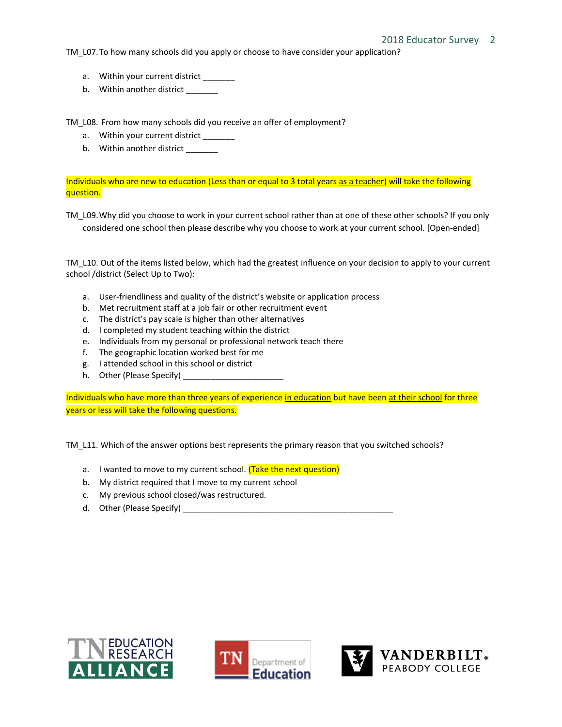TM_L07. To how many schools did you apply or choose to have consider your application?

a. Within your current district _______
b. Within another district _______

TM_L08. From how many schools did you receive an offer of employment?

a. Within your current district _______
b. Within another district _______

Individuals who are new to education (Less than or equal to 3 total years as a teacher) will take the following question.

TM_L09. Why did you choose to work in your current school rather than at one of these other schools? If you only considered one school then please describe why you choose to work at your current school. [Open-ended]

TM_L10. Out of the items listed below, which had the greatest influence on your decision to apply to your current school /district (Select Up to Two):

a. User-friendliness and quality of the district's website or application process
b. Met recruitment staff at a job fair or other recruitment event
c. The district's pay scale is higher than other alternatives
d. I completed my student teaching within the district
e. Individuals from my personal or professional network teach there
f. The geographic location worked best for me
g. I attended school in this school or district
h. Other (Please Specify) ______________________

Individuals who have more than three years of experience in education but have been at their school for three years or less will take the following questions.

TM_L11. Which of the answer options best represents the primary reason that you switched schools?

a. I wanted to move to my current school. (Take the next question)
b. My district required that I move to my current school
c. My previous school closed/was restructured.
d. Other (Please Specify) ______________________________________________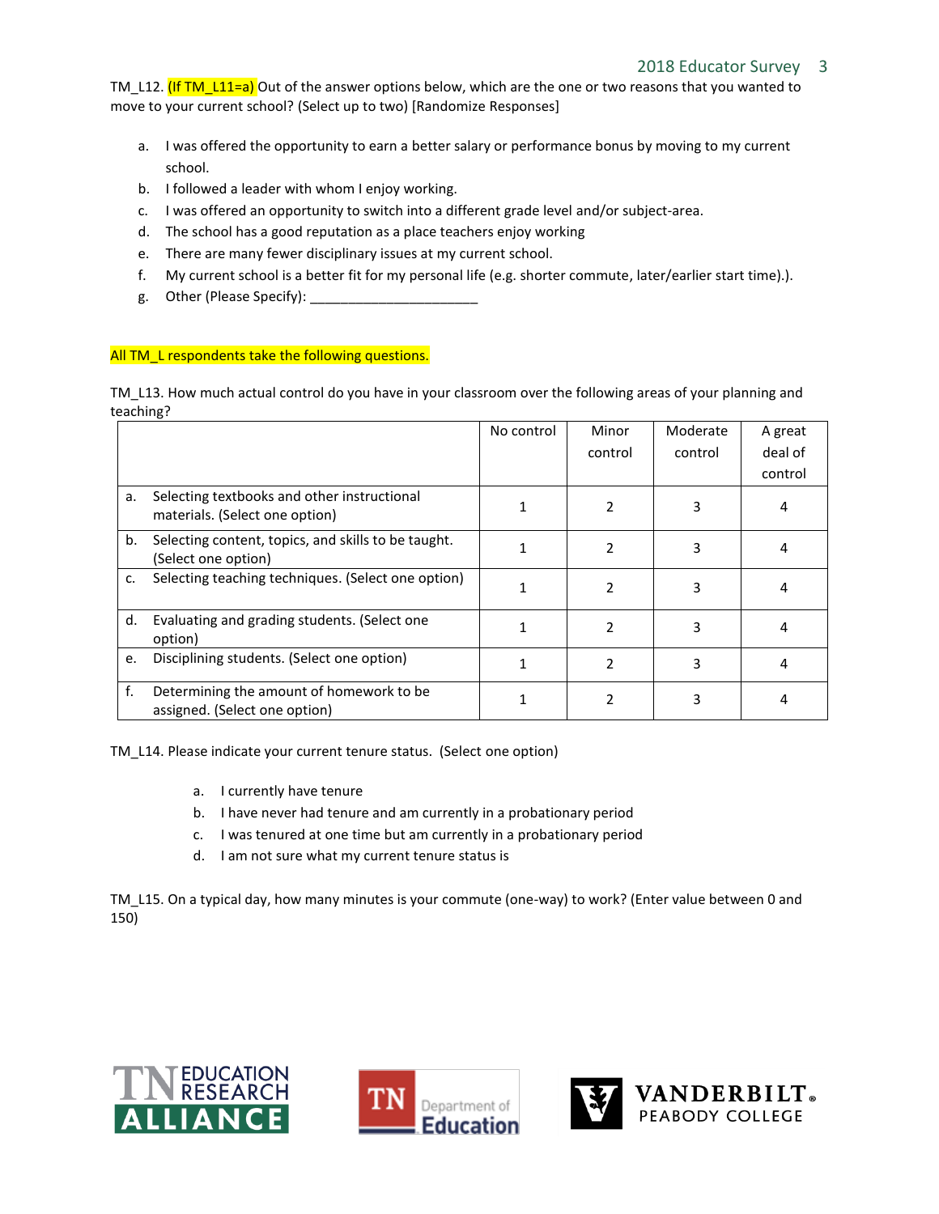TM_L12. (If TM_L11=a) Out of the answer options below, which are the one or two reasons that you wanted to move to your current school? (Select up to two) [Randomize Responses]

a. I was offered the opportunity to earn a better salary or performance bonus by moving to my current school.
b. I followed a leader with whom I enjoy working.
c. I was offered an opportunity to switch into a different grade level and/or subject-area.
d. The school has a good reputation as a place teachers enjoy working
e. There are many fewer disciplinary issues at my current school.
f. My current school is a better fit for my personal life (e.g. shorter commute, later/earlier start time).).
g. Other (Please Specify): ______________________

All TM_L respondents take the following questions.

TM_L13. How much actual control do you have in your classroom over the following areas of your planning and teaching?

| | No control | Minor control | Moderate control | A great deal of control |
|---|---|---|---|---|
| a. Selecting textbooks and other instructional materials. (Select one option) | 1 | 2 | 3 | 4 |
| b. Selecting content, topics, and skills to be taught. (Select one option) | 1 | 2 | 3 | 4 |
| c. Selecting teaching techniques. (Select one option) | 1 | 2 | 3 | 4 |
| d. Evaluating and grading students. (Select one option) | 1 | 2 | 3 | 4 |
| e. Disciplining students. (Select one option) | 1 | 2 | 3 | 4 |
| f. Determining the amount of homework to be assigned. (Select one option) | 1 | 2 | 3 | 4 |

TM_L14. Please indicate your current tenure status. (Select one option)

a. I currently have tenure
b. I have never had tenure and am currently in a probationary period
c. I was tenured at one time but am currently in a probationary period
d. I am not sure what my current tenure status is

TM_L15. On a typical day, how many minutes is your commute (one-way) to work? (Enter value between 0 and 150)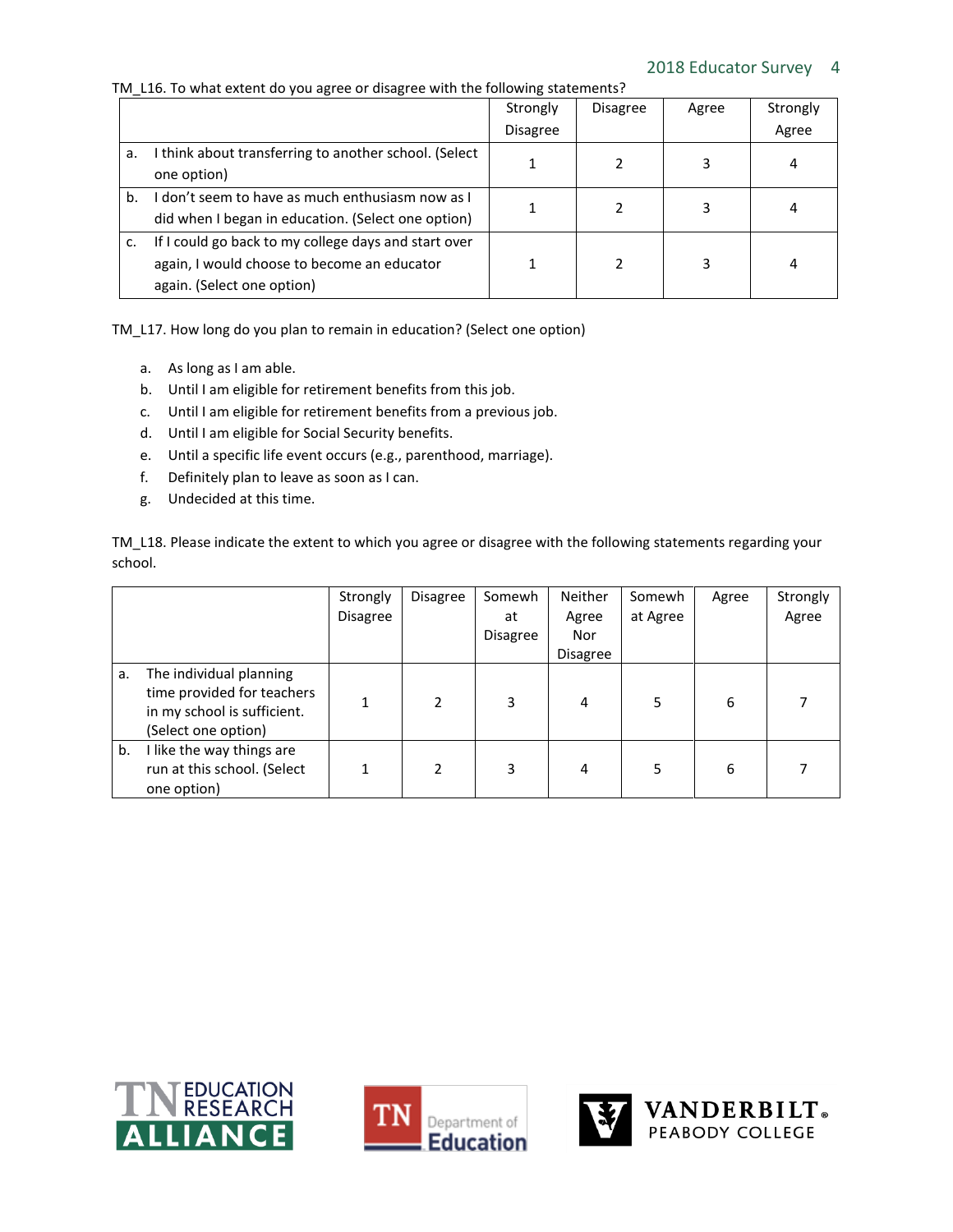TM_L16. To what extent do you agree or disagree with the following statements?

| | Strongly Disagree | Disagree | Agree | Strongly Agree |
|---|---|---|---|---|
| a. I think about transferring to another school. (Select one option) | 1 | 2 | 3 | 4 |
| b. I don't seem to have as much enthusiasm now as I did when I began in education. (Select one option) | 1 | 2 | 3 | 4 |
| c. If I could go back to my college days and start over again, I would choose to become an educator again. (Select one option) | 1 | 2 | 3 | 4 |

TM_L17. How long do you plan to remain in education? (Select one option)

a. As long as I am able.
b. Until I am eligible for retirement benefits from this job.
c. Until I am eligible for retirement benefits from a previous job.
d. Until I am eligible for Social Security benefits.
e. Until a specific life event occurs (e.g., parenthood, marriage).
f. Definitely plan to leave as soon as I can.
g. Undecided at this time.

TM_L18. Please indicate the extent to which you agree or disagree with the following statements regarding your school.

| | Strongly Disagree | Disagree | Somewhat Disagree | Neither Agree Nor Disagree | Somewhat Agree | Agree | Strongly Agree |
|---|---|---|---|---|---|---|---|
| a. The individual planning time provided for teachers in my school is sufficient. (Select one option) | 1 | 2 | 3 | 4 | 5 | 6 | 7 |
| b. I like the way things are run at this school. (Select one option) | 1 | 2 | 3 | 4 | 5 | 6 | 7 |